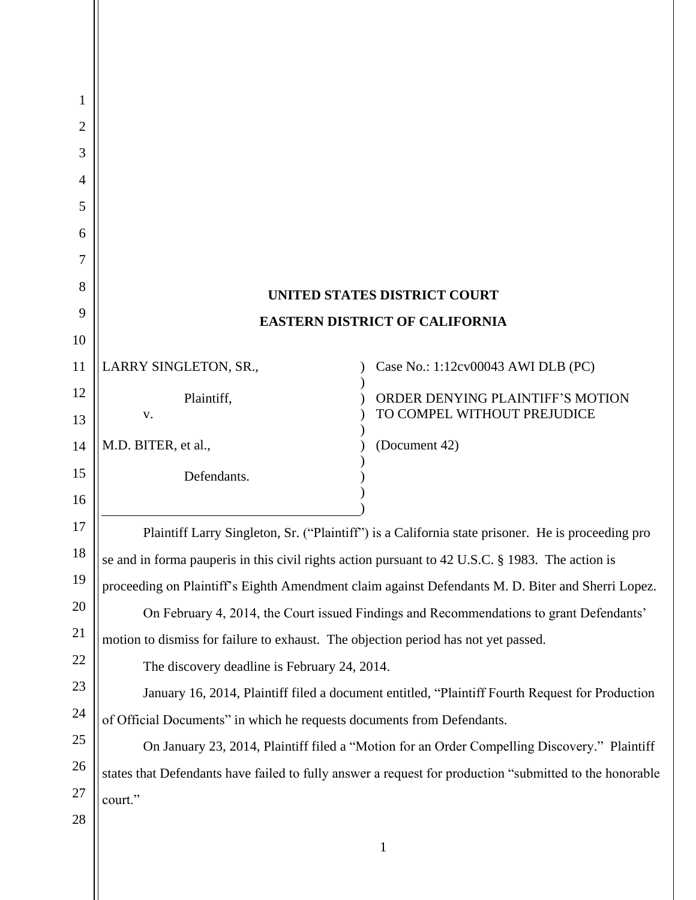**UNITED STATES DISTRICT COURT**

**EASTERN DISTRICT OF CALIFORNIA**

| | |
|---|---|
| LARRY SINGLETON, SR.,<br><br>Plaintiff,<br><br>v.<br><br>M.D. BITER, et al.,<br><br>Defendants. | Case No.: 1:12cv00043 AWI DLB (PC)<br><br>ORDER DENYING PLAINTIFF'S MOTION TO COMPEL WITHOUT PREJUDICE<br><br>(Document 42) |

Plaintiff Larry Singleton, Sr. ("Plaintiff") is a California state prisoner. He is proceeding pro se and in forma pauperis in this civil rights action pursuant to 42 U.S.C. § 1983. The action is proceeding on Plaintiff's Eighth Amendment claim against Defendants M. D. Biter and Sherri Lopez.

On February 4, 2014, the Court issued Findings and Recommendations to grant Defendants' motion to dismiss for failure to exhaust. The objection period has not yet passed.

The discovery deadline is February 24, 2014.

January 16, 2014, Plaintiff filed a document entitled, "Plaintiff Fourth Request for Production of Official Documents" in which he requests documents from Defendants.

On January 23, 2014, Plaintiff filed a "Motion for an Order Compelling Discovery." Plaintiff states that Defendants have failed to fully answer a request for production "submitted to the honorable court."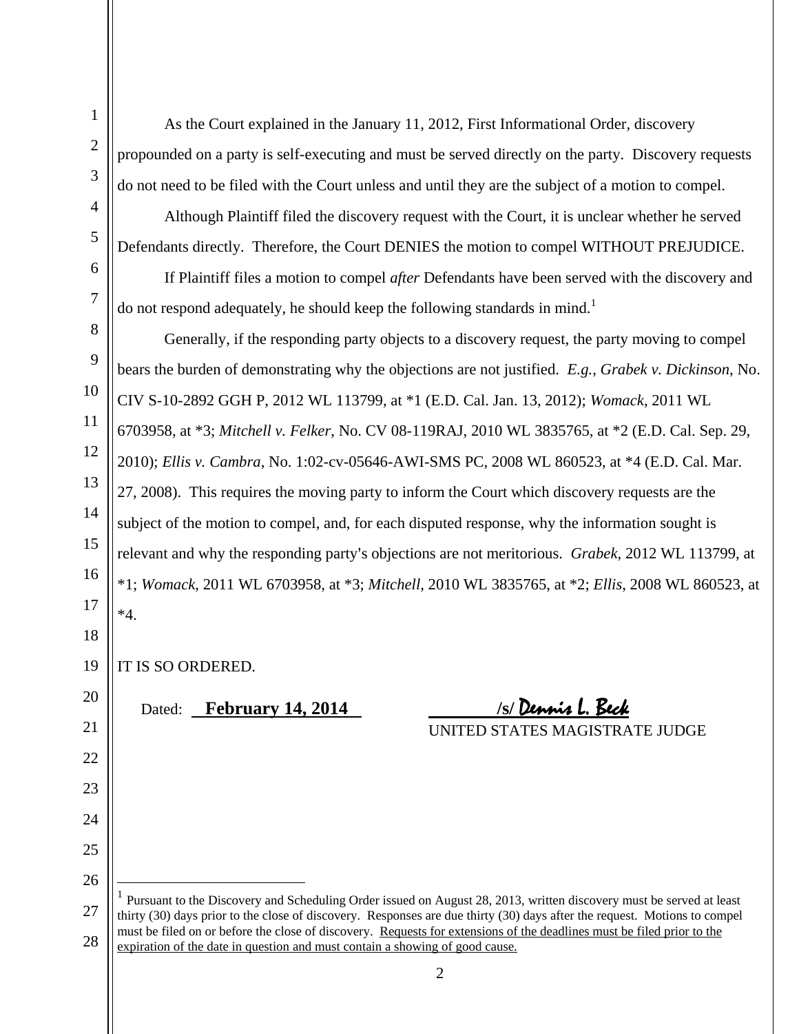As the Court explained in the January 11, 2012, First Informational Order, discovery propounded on a party is self-executing and must be served directly on the party. Discovery requests do not need to be filed with the Court unless and until they are the subject of a motion to compel.

Although Plaintiff filed the discovery request with the Court, it is unclear whether he served Defendants directly. Therefore, the Court DENIES the motion to compel WITHOUT PREJUDICE.

If Plaintiff files a motion to compel *after* Defendants have been served with the discovery and do not respond adequately, he should keep the following standards in mind.[1]

Generally, if the responding party objects to a discovery request, the party moving to compel bears the burden of demonstrating why the objections are not justified. *E.g.*, *Grabek v. Dickinson*, No. CIV S-10-2892 GGH P, 2012 WL 113799, at *1 (E.D. Cal. Jan. 13, 2012); *Womack*, 2011 WL 6703958, at *3; *Mitchell v. Felker*, No. CV 08-119RAJ, 2010 WL 3835765, at *2 (E.D. Cal. Sep. 29, 2010); *Ellis v. Cambra*, No. 1:02-cv-05646-AWI-SMS PC, 2008 WL 860523, at *4 (E.D. Cal. Mar. 27, 2008). This requires the moving party to inform the Court which discovery requests are the subject of the motion to compel, and, for each disputed response, why the information sought is relevant and why the responding party's objections are not meritorious. *Grabek*, 2012 WL 113799, at *1; *Womack*, 2011 WL 6703958, at *3; *Mitchell*, 2010 WL 3835765, at *2; *Ellis*, 2008 WL 860523, at *4.

IT IS SO ORDERED.

Dated: **February 14, 2014**

/s/ Dennis L. Beck
UNITED STATES MAGISTRATE JUDGE

---

[1] Pursuant to the Discovery and Scheduling Order issued on August 28, 2013, written discovery must be served at least thirty (30) days prior to the close of discovery. Responses are due thirty (30) days after the request. Motions to compel must be filed on or before the close of discovery. Requests for extensions of the deadlines must be filed prior to the expiration of the date in question and must contain a showing of good cause.